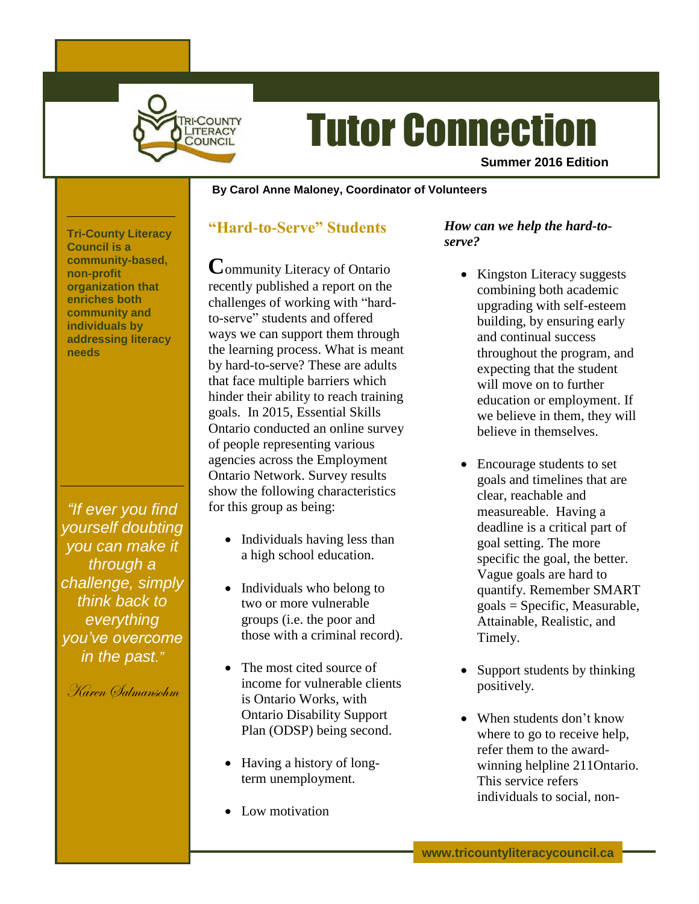# Tutor Connection

**Summer 2016 Edition**

**By Carol Anne Maloney, Coordinator of Volunteers**

**Tri-County Literacy Council is a community-based, non-profit organization that enriches both community and individuals by addressing literacy needs**

*"If ever you find yourself doubting you can make it through a challenge, simply think back to everything you've overcome in the past."*

*Karen Salmansohn*

## "Hard-to-Serve" Students

Community Literacy of Ontario recently published a report on the challenges of working with "hard-to-serve" students and offered ways we can support them through the learning process. What is meant by hard-to-serve? These are adults that face multiple barriers which hinder their ability to reach training goals. In 2015, Essential Skills Ontario conducted an online survey of people representing various agencies across the Employment Ontario Network. Survey results show the following characteristics for this group as being:

- Individuals having less than a high school education.
- Individuals who belong to two or more vulnerable groups (i.e. the poor and those with a criminal record).
- The most cited source of income for vulnerable clients is Ontario Works, with Ontario Disability Support Plan (ODSP) being second.
- Having a history of long-term unemployment.
- Low motivation

***How can we help the hard-to-serve?***

- Kingston Literacy suggests combining both academic upgrading with self-esteem building, by ensuring early and continual success throughout the program, and expecting that the student will move on to further education or employment. If we believe in them, they will believe in themselves.
- Encourage students to set goals and timelines that are clear, reachable and measureable. Having a deadline is a critical part of goal setting. The more specific the goal, the better. Vague goals are hard to quantify. Remember SMART goals = Specific, Measurable, Attainable, Realistic, and Timely.
- Support students by thinking positively.
- When students don't know where to go to receive help, refer them to the award-winning helpline 211Ontario. This service refers individuals to social, non-

www.tricountyliteracycouncil.ca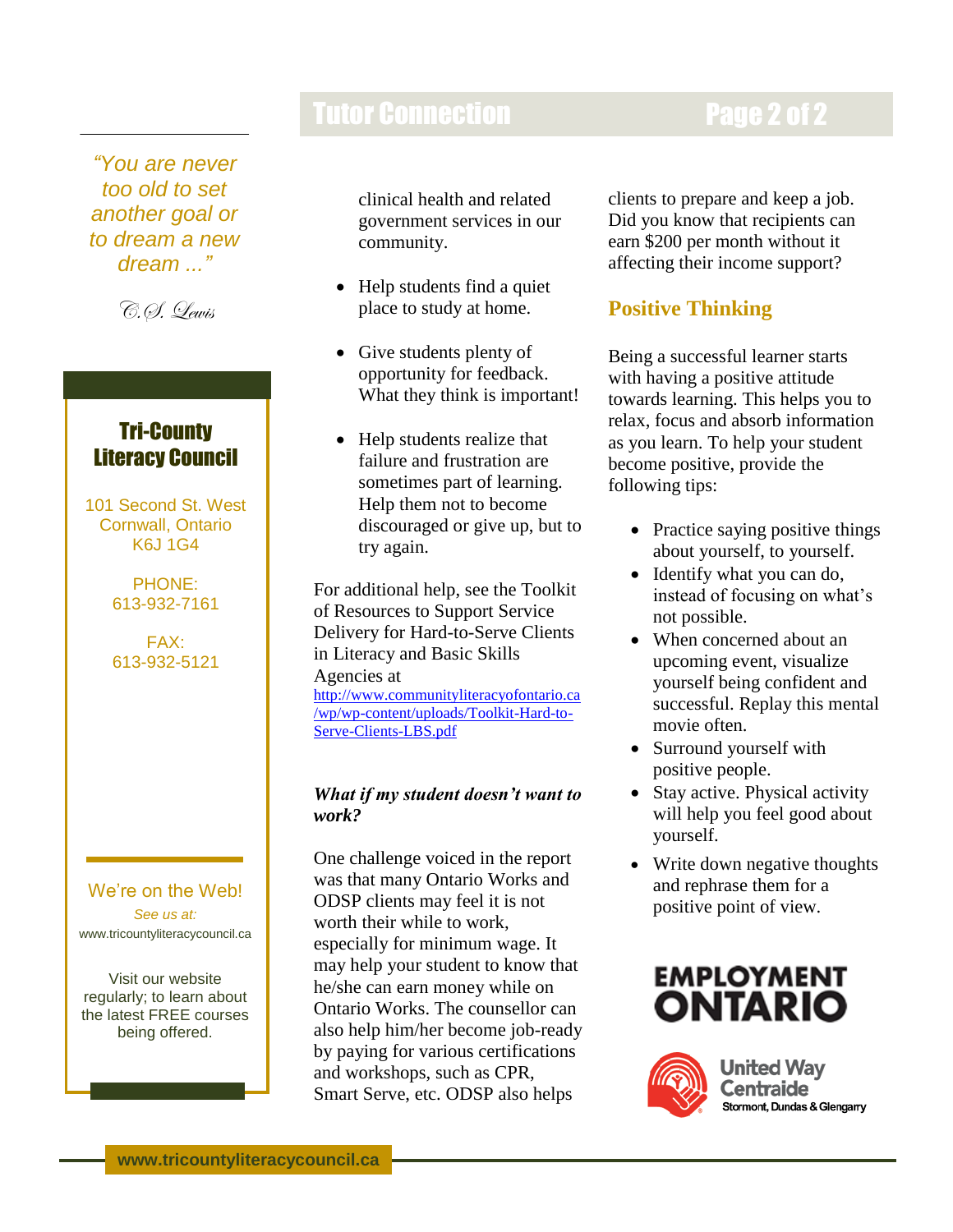> *"You are never too old to set another goal or to dream a new dream ..."*
>
> C.S. Lewis

**Tri-County Literacy Council**

101 Second St. West
Cornwall, Ontario
K6J 1G4

PHONE:
613-932-7161

FAX:
613-932-5121

We're on the Web!

*See us at:*
www.tricountyliteracycouncil.ca

Visit our website regularly; to learn about the latest FREE courses being offered.

clinical health and related government services in our community.

- Help students find a quiet place to study at home.
- Give students plenty of opportunity for feedback. What they think is important!
- Help students realize that failure and frustration are sometimes part of learning. Help them not to become discouraged or give up, but to try again.

For additional help, see the Toolkit of Resources to Support Service Delivery for Hard-to-Serve Clients in Literacy and Basic Skills Agencies at http://www.communityliteracyofontario.ca/wp/wp-content/uploads/Toolkit-Hard-to-Serve-Clients-LBS.pdf

***What if my student doesn't want to work?***

One challenge voiced in the report was that many Ontario Works and ODSP clients may feel it is not worth their while to work, especially for minimum wage. It may help your student to know that he/she can earn money while on Ontario Works. The counsellor can also help him/her become job-ready by paying for various certifications and workshops, such as CPR, Smart Serve, etc. ODSP also helps clients to prepare and keep a job. Did you know that recipients can earn $200 per month without it affecting their income support?

## Positive Thinking

Being a successful learner starts with having a positive attitude towards learning. This helps you to relax, focus and absorb information as you learn. To help your student become positive, provide the following tips:

- Practice saying positive things about yourself, to yourself.
- Identify what you can do, instead of focusing on what's not possible.
- When concerned about an upcoming event, visualize yourself being confident and successful. Replay this mental movie often.
- Surround yourself with positive people.
- Stay active. Physical activity will help you feel good about yourself.
- Write down negative thoughts and rephrase them for a positive point of view.

EMPLOYMENT ONTARIO

United Way Centraide Stormont, Dundas & Glengarry